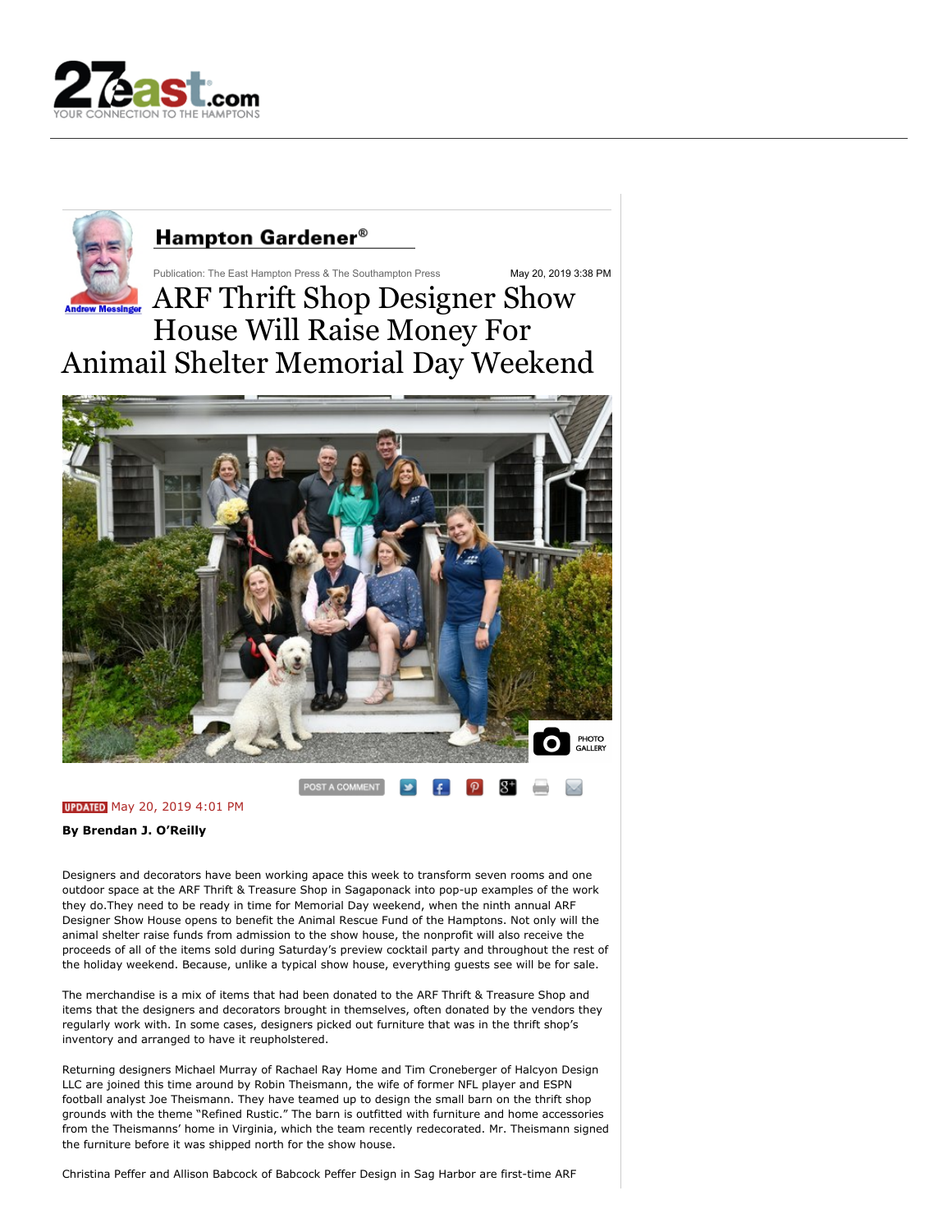Hampton Gardener®

Andrew Messinger

Publication: The East Hampton Press & The Southampton Press

May 20, 2019 3:38 PM

# ARF Thrift Shop Designer Show House Will Raise Money For Animail Shelter Memorial Day Weekend

PHOTO GALLERY

POST A COMMENT

UPDATED May 20, 2019 4:01 PM

**By Brendan J. O'Reilly**

Designers and decorators have been working apace this week to transform seven rooms and one outdoor space at the ARF Thrift & Treasure Shop in Sagaponack into pop-up examples of the work they do.They need to be ready in time for Memorial Day weekend, when the ninth annual ARF Designer Show House opens to benefit the Animal Rescue Fund of the Hamptons. Not only will the animal shelter raise funds from admission to the show house, the nonprofit will also receive the proceeds of all of the items sold during Saturday's preview cocktail party and throughout the rest of the holiday weekend. Because, unlike a typical show house, everything guests see will be for sale.

The merchandise is a mix of items that had been donated to the ARF Thrift & Treasure Shop and items that the designers and decorators brought in themselves, often donated by the vendors they regularly work with. In some cases, designers picked out furniture that was in the thrift shop's inventory and arranged to have it reupholstered.

Returning designers Michael Murray of Rachael Ray Home and Tim Croneberger of Halcyon Design LLC are joined this time around by Robin Theismann, the wife of former NFL player and ESPN football analyst Joe Theismann. They have teamed up to design the small barn on the thrift shop grounds with the theme "Refined Rustic." The barn is outfitted with furniture and home accessories from the Theismanns' home in Virginia, which the team recently redecorated. Mr. Theismann signed the furniture before it was shipped north for the show house.

Christina Peffer and Allison Babcock of Babcock Peffer Design in Sag Harbor are first-time ARF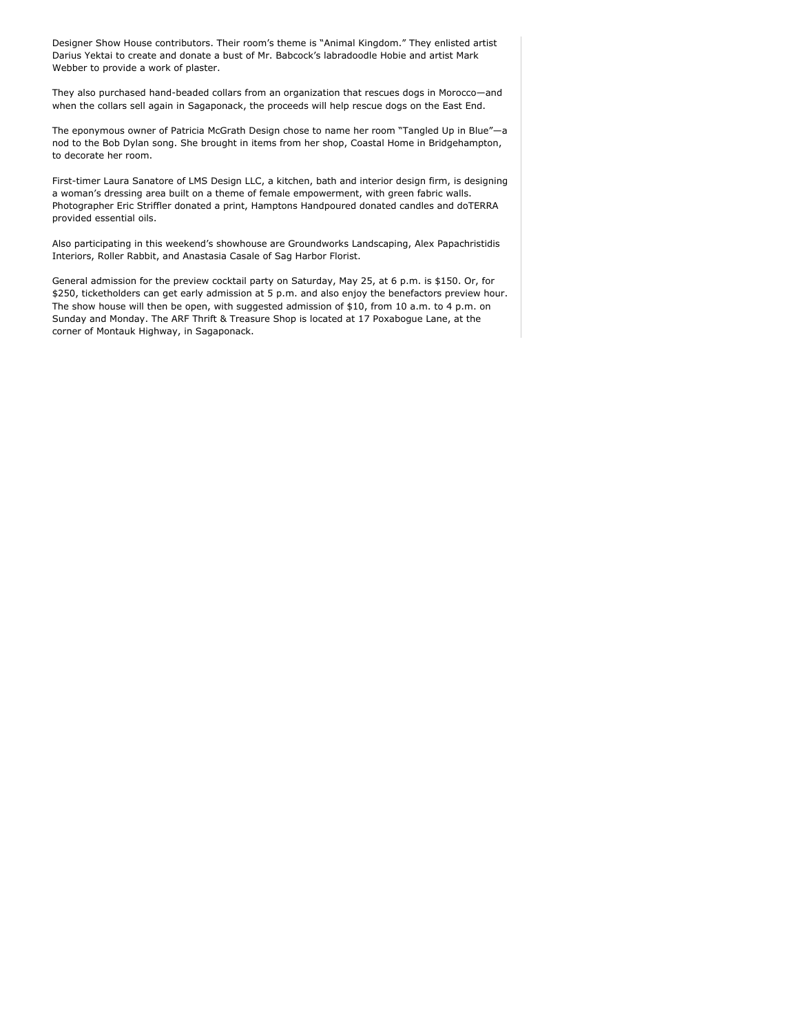Designer Show House contributors. Their room's theme is "Animal Kingdom." They enlisted artist Darius Yektai to create and donate a bust of Mr. Babcock's labradoodle Hobie and artist Mark Webber to provide a work of plaster.

They also purchased hand-beaded collars from an organization that rescues dogs in Morocco—and when the collars sell again in Sagaponack, the proceeds will help rescue dogs on the East End.

The eponymous owner of Patricia McGrath Design chose to name her room "Tangled Up in Blue"—a nod to the Bob Dylan song. She brought in items from her shop, Coastal Home in Bridgehampton, to decorate her room.

First-timer Laura Sanatore of LMS Design LLC, a kitchen, bath and interior design firm, is designing a woman's dressing area built on a theme of female empowerment, with green fabric walls. Photographer Eric Striffler donated a print, Hamptons Handpoured donated candles and doTERRA provided essential oils.

Also participating in this weekend's showhouse are Groundworks Landscaping, Alex Papachristidis Interiors, Roller Rabbit, and Anastasia Casale of Sag Harbor Florist.

General admission for the preview cocktail party on Saturday, May 25, at 6 p.m. is $150. Or, for $250, ticketholders can get early admission at 5 p.m. and also enjoy the benefactors preview hour. The show house will then be open, with suggested admission of $10, from 10 a.m. to 4 p.m. on Sunday and Monday. The ARF Thrift & Treasure Shop is located at 17 Poxabogue Lane, at the corner of Montauk Highway, in Sagaponack.